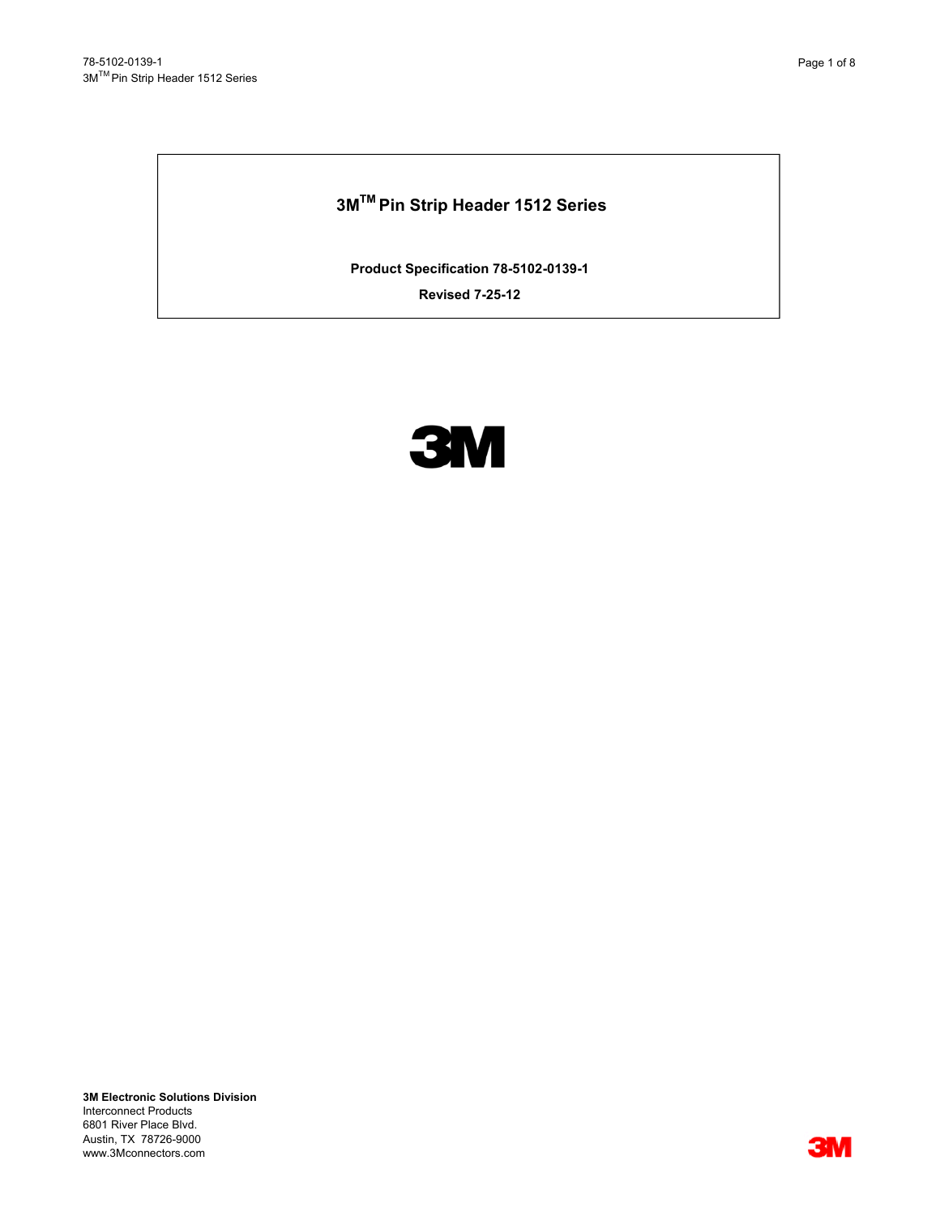# 3M™ Pin Strip Header 1512 Series

**Product Specification 78-5102-0139-1**

**Revised 7-25-12**

**3M Electronic Solutions Division**
Interconnect Products
6801 River Place Blvd.
Austin, TX 78726-9000
www.3Mconnectors.com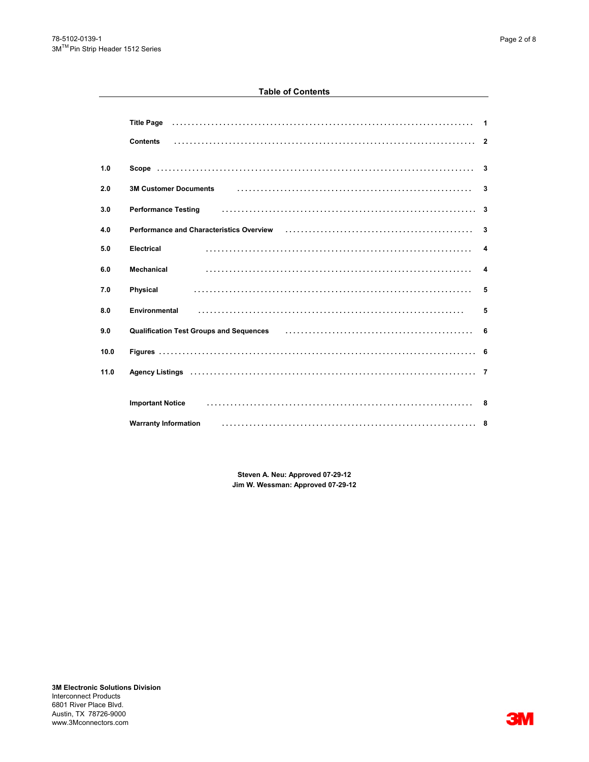## Table of Contents

| | | |
|---|---|---|
| | **Title Page** | **1** |
| | **Contents** | **2** |
| **1.0** | **Scope** | **3** |
| **2.0** | **3M Customer Documents** | **3** |
| **3.0** | **Performance Testing** | **3** |
| **4.0** | **Performance and Characteristics Overview** | **3** |
| **5.0** | **Electrical** | **4** |
| **6.0** | **Mechanical** | **4** |
| **7.0** | **Physical** | **5** |
| **8.0** | **Environmental** | **5** |
| **9.0** | **Qualification Test Groups and Sequences** | **6** |
| **10.0** | **Figures** | **6** |
| **11.0** | **Agency Listings** | **7** |
| | **Important Notice** | **8** |
| | **Warranty Information** | **8** |

**Steven A. Neu: Approved 07-29-12**
**Jim W. Wessman: Approved 07-29-12**

**3M Electronic Solutions Division**
Interconnect Products
6801 River Place Blvd.
Austin, TX 78726-9000
www.3Mconnectors.com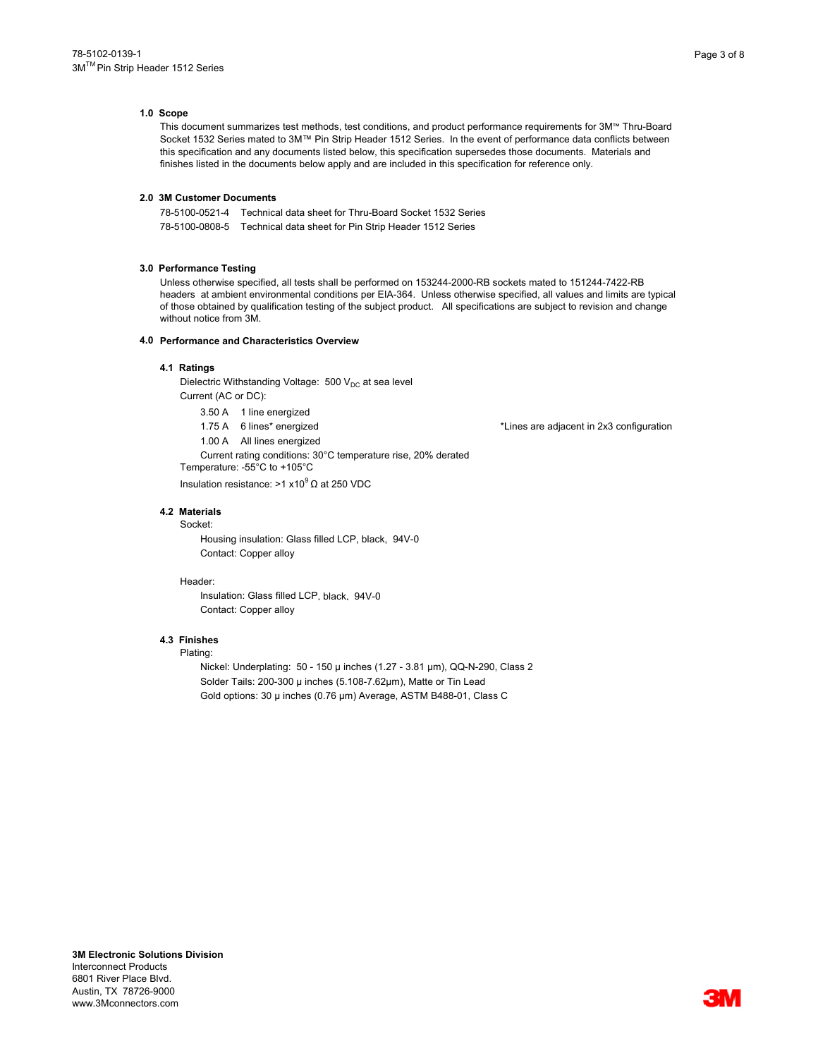## 1.0 Scope

This document summarizes test methods, test conditions, and product performance requirements for 3M™ Thru-Board Socket 1532 Series mated to 3M™ Pin Strip Header 1512 Series. In the event of performance data conflicts between this specification and any documents listed below, this specification supersedes those documents. Materials and finishes listed in the documents below apply and are included in this specification for reference only.

## 2.0 3M Customer Documents

78-5100-0521-4 Technical data sheet for Thru-Board Socket 1532 Series

78-5100-0808-5 Technical data sheet for Pin Strip Header 1512 Series

## 3.0 Performance Testing

Unless otherwise specified, all tests shall be performed on 153244-2000-RB sockets mated to 151244-7422-RB headers at ambient environmental conditions per EIA-364. Unless otherwise specified, all values and limits are typical of those obtained by qualification testing of the subject product. All specifications are subject to revision and change without notice from 3M.

## 4.0 Performance and Characteristics Overview

### 4.1 Ratings

Dielectric Withstanding Voltage: 500 $V_{DC}$ at sea level

Current (AC or DC):

- 3.50 A 1 line energized
- 1.75 A 6 lines* energized
- 1.00 A All lines energized

*Lines are adjacent in 2x3 configuration

Current rating conditions: 30°C temperature rise, 20% derated

Temperature: -55°C to +105°C

Insulation resistance: >1 $x10^9$ Ω at 250 VDC

### 4.2 Materials

Socket:

- Housing insulation: Glass filled LCP, black, 94V-0
- Contact: Copper alloy

Header:

- Insulation: Glass filled LCP, black, 94V-0
- Contact: Copper alloy

### 4.3 Finishes

Plating:

- Nickel: Underplating: 50 - 150 μ inches (1.27 - 3.81 μm), QQ-N-290, Class 2
- Solder Tails: 200-300 μ inches (5.108-7.62μm), Matte or Tin Lead
- Gold options: 30 μ inches (0.76 μm) Average, ASTM B488-01, Class C

**3M Electronic Solutions Division**
Interconnect Products
6801 River Place Blvd.
Austin, TX 78726-9000
www.3Mconnectors.com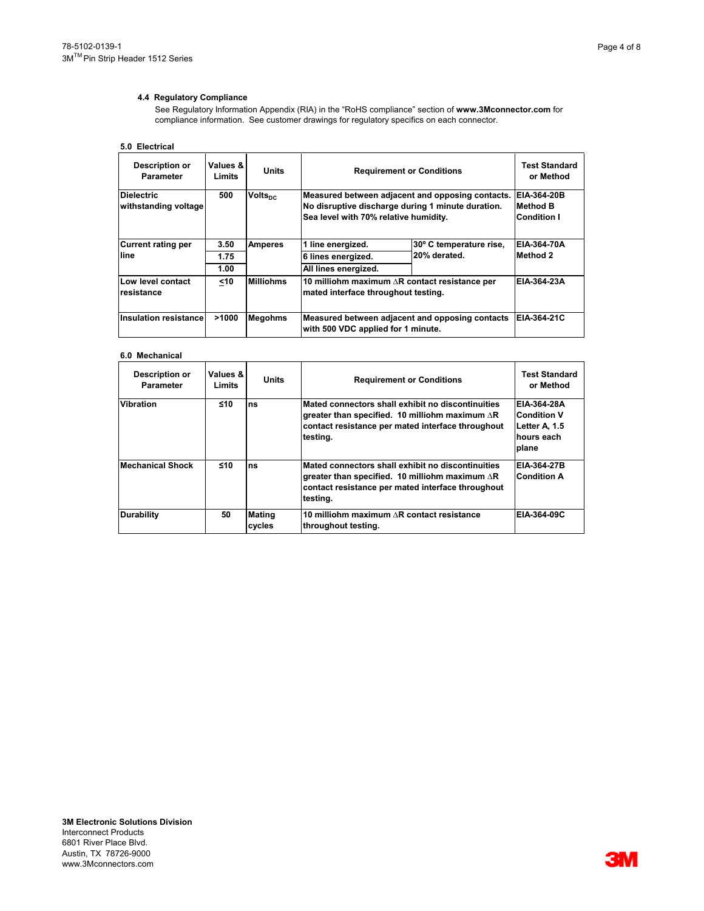#### 4.4 Regulatory Compliance

See Regulatory Information Appendix (RIA) in the "RoHS compliance" section of **www.3Mconnector.com** for compliance information. See customer drawings for regulatory specifics on each connector.

### 5.0 Electrical

| Description or Parameter | Values & Limits | Units | Requirement or Conditions | | Test Standard or Method |
|---|---|---|---|---|---|
| **Dielectric withstanding voltage** | **500** | **$Volts_{DC}$** | **Measured between adjacent and opposing contacts. No disruptive discharge during 1 minute duration. Sea level with 70% relative humidity.** | | **EIA-364-20B Method B Condition I** |
| **Current rating per line** | **3.50** | **Amperes** | **1 line energized.** | **30° C temperature rise, 20% derated.** | **EIA-364-70A Method 2** |
| | **1.75** | | **6 lines energized.** | | |
| | **1.00** | | **All lines energized.** | | |
| **Low level contact resistance** | **≤10** | **Milliohms** | **10 milliohm maximum ∆R contact resistance per mated interface throughout testing.** | | **EIA-364-23A** |
| **Insulation resistance** | **>1000** | **Megohms** | **Measured between adjacent and opposing contacts with 500 VDC applied for 1 minute.** | | **EIA-364-21C** |

### 6.0 Mechanical

| Description or Parameter | Values & Limits | Units | Requirement or Conditions | Test Standard or Method |
|---|---|---|---|---|
| **Vibration** | **≤10** | **ns** | **Mated connectors shall exhibit no discontinuities greater than specified. 10 milliohm maximum ∆R contact resistance per mated interface throughout testing.** | **EIA-364-28A Condition V Letter A, 1.5 hours each plane** |
| **Mechanical Shock** | **≤10** | **ns** | **Mated connectors shall exhibit no discontinuities greater than specified. 10 milliohm maximum ∆R contact resistance per mated interface throughout testing.** | **EIA-364-27B Condition A** |
| **Durability** | **50** | **Mating cycles** | **10 milliohm maximum ∆R contact resistance throughout testing.** | **EIA-364-09C** |

**3M Electronic Solutions Division**
Interconnect Products
6801 River Place Blvd.
Austin, TX 78726-9000
www.3Mconnectors.com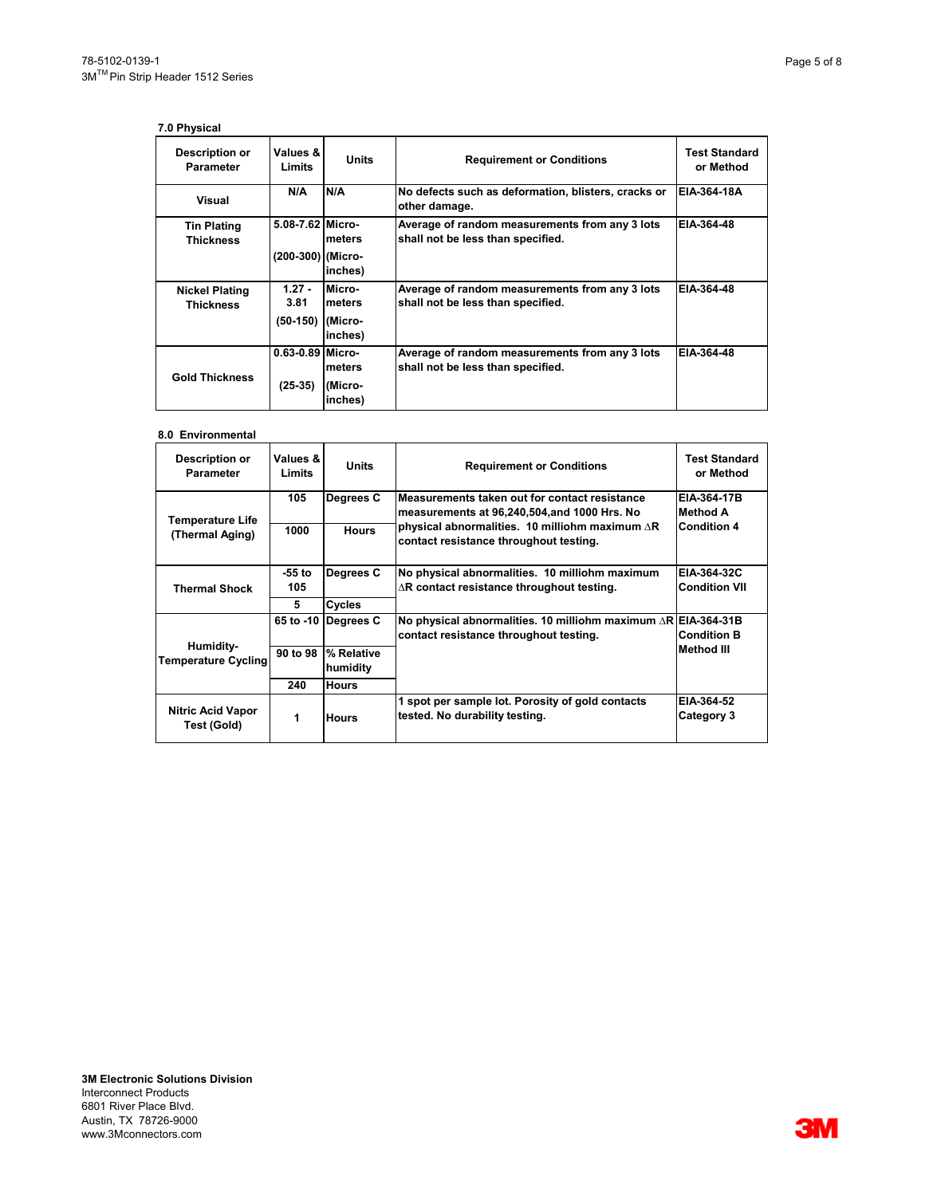### 7.0 Physical

| Description or Parameter | Values & Limits | Units | Requirement or Conditions | Test Standard or Method |
|---|---|---|---|---|
| Visual | N/A | N/A | No defects such as deformation, blisters, cracks or other damage. | EIA-364-18A |
| Tin Plating Thickness | 5.08-7.62 (200-300) | Micro-meters (Micro-inches) | Average of random measurements from any 3 lots shall not be less than specified. | EIA-364-48 |
| Nickel Plating Thickness | 1.27 - 3.81 (50-150) | Micro-meters (Micro-inches) | Average of random measurements from any 3 lots shall not be less than specified. | EIA-364-48 |
| Gold Thickness | 0.63-0.89 (25-35) | Micro-meters (Micro-inches) | Average of random measurements from any 3 lots shall not be less than specified. | EIA-364-48 |

### 8.0 Environmental

| Description or Parameter | Values & Limits | Units | Requirement or Conditions | Test Standard or Method |
|---|---|---|---|---|
| Temperature Life (Thermal Aging) | 105 | Degrees C | Measurements taken out for contact resistance measurements at 96,240,504,and 1000 Hrs. No physical abnormalities. 10 milliohm maximum $\Delta R$ contact resistance throughout testing. | EIA-364-17B Method A Condition 4 |
| | 1000 | Hours | | |
| Thermal Shock | -55 to 105 | Degrees C | No physical abnormalities. 10 milliohm maximum $\Delta R$ contact resistance throughout testing. | EIA-364-32C Condition VII |
| | 5 | Cycles | | |
| Humidity-Temperature Cycling | 65 to -10 | Degrees C | No physical abnormalities. 10 milliohm maximum $\Delta R$ contact resistance throughout testing. | EIA-364-31B Condition B Method III |
| | 90 to 98 | % Relative humidity | | |
| | 240 | Hours | | |
| Nitric Acid Vapor Test (Gold) | 1 | Hours | 1 spot per sample lot. Porosity of gold contacts tested. No durability testing. | EIA-364-52 Category 3 |

**3M Electronic Solutions Division**
Interconnect Products
6801 River Place Blvd.
Austin, TX 78726-9000
www.3Mconnectors.com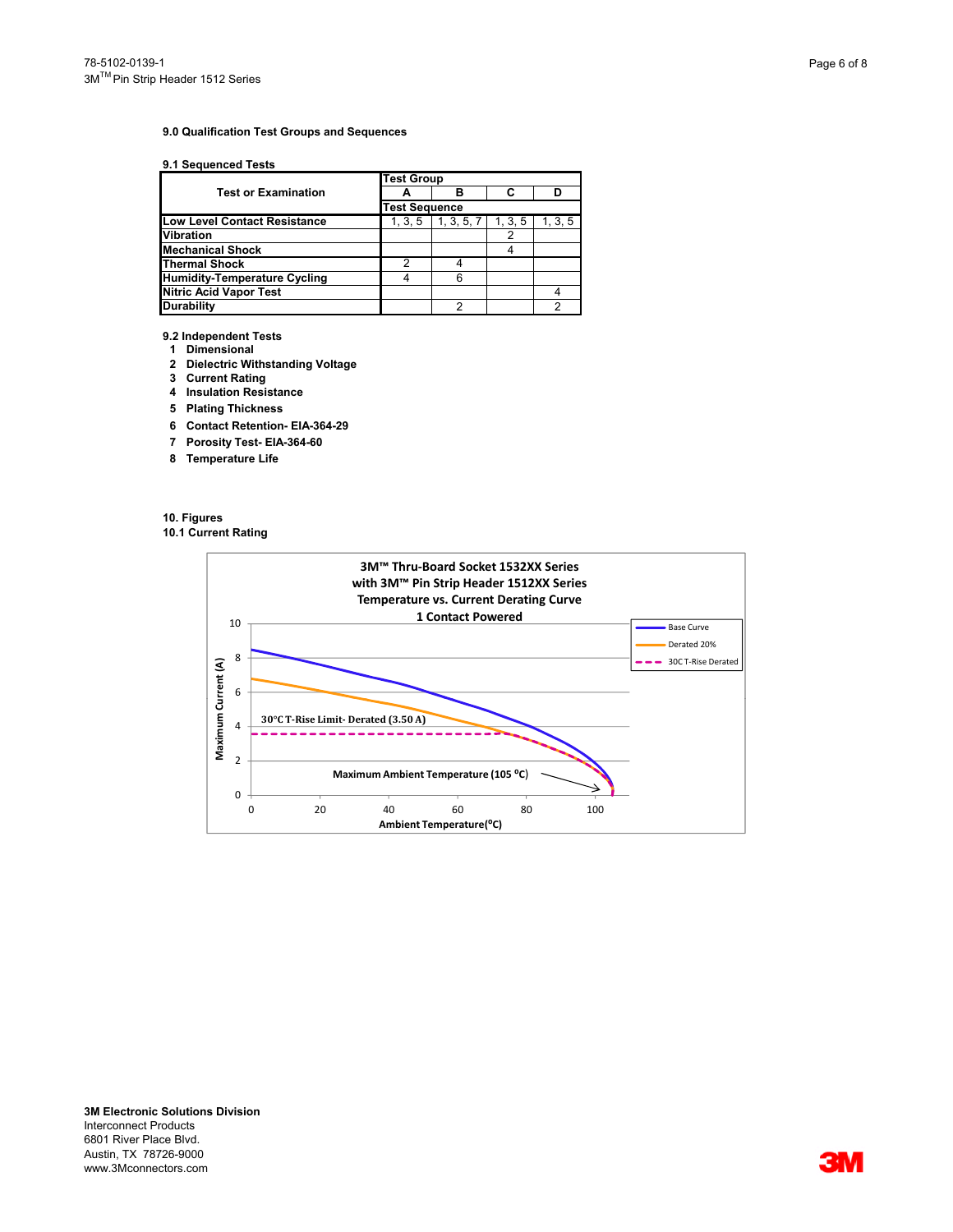## 9.0 Qualification Test Groups and Sequences

### 9.1 Sequenced Tests

| Test or Examination | Test Group A | Test Group B | Test Group C | Test Group D |
|---|---|---|---|---|
| | Test Sequence | | | |
| Low Level Contact Resistance | 1, 3, 5 | 1, 3, 5, 7 | 1, 3, 5 | 1, 3, 5 |
| Vibration | | | 2 | |
| Mechanical Shock | | | 4 | |
| Thermal Shock | 2 | 4 | | |
| Humidity-Temperature Cycling | 4 | 6 | | |
| Nitric Acid Vapor Test | | | | 4 |
| Durability | | 2 | | 2 |

### 9.2 Independent Tests

1. Dimensional
2. Dielectric Withstanding Voltage
3. Current Rating
4. Insulation Resistance
5. Plating Thickness
6. Contact Retention- EIA-364-29
7. Porosity Test- EIA-364-60
8. Temperature Life

## 10. Figures

### 10.1 Current Rating

3M™ Thru-Board Socket 1532XX Series with 3M™ Pin Strip Header 1512XX Series Temperature vs. Current Derating Curve 1 Contact Powered

Legend: Base Curve; Derated 20%; 30C T-Rise Derated

30°C T-Rise Limit- Derated (3.50 A)

Maximum Ambient Temperature (105 °C)

Y-axis: Maximum Current (A) (0–10); X-axis: Ambient Temperature(°C) (0–100)

**3M Electronic Solutions Division**
Interconnect Products
6801 River Place Blvd.
Austin, TX 78726-9000
www.3Mconnectors.com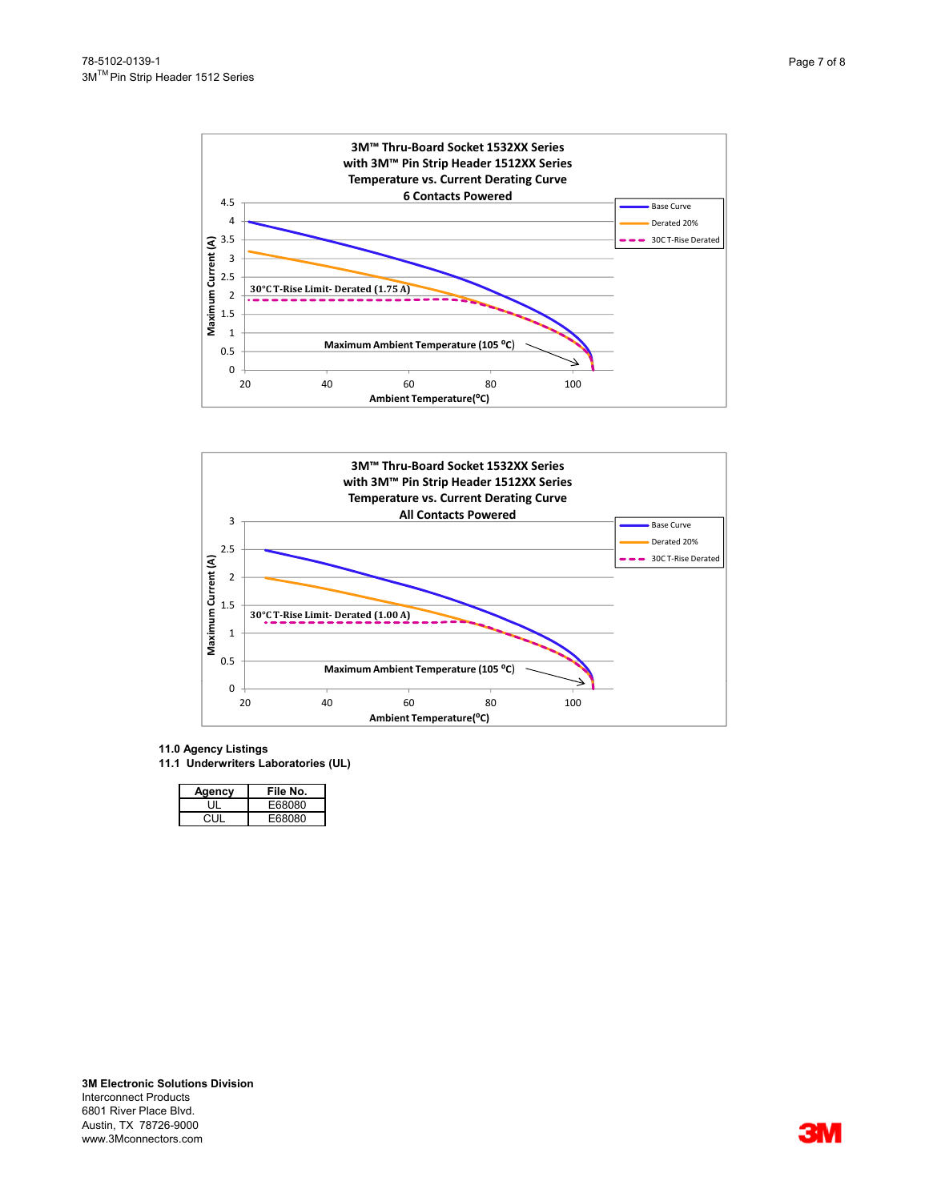**3M™ Thru-Board Socket 1532XX Series with 3M™ Pin Strip Header 1512XX Series Temperature vs. Current Derating Curve 6 Contacts Powered**

Maximum Current (A) vs. Ambient Temperature(°C)

Legend: Base Curve; Derated 20%; 30C T-Rise Derated

30°C T-Rise Limit- Derated (1.75 A)

Maximum Ambient Temperature (105 °C)

**3M™ Thru-Board Socket 1532XX Series with 3M™ Pin Strip Header 1512XX Series Temperature vs. Current Derating Curve All Contacts Powered**

Maximum Current (A) vs. Ambient Temperature(°C)

Legend: Base Curve; Derated 20%; 30C T-Rise Derated

30°C T-Rise Limit- Derated (1.00 A)

Maximum Ambient Temperature (105 °C)

## 11.0 Agency Listings

### 11.1 Underwriters Laboratories (UL)

| Agency | File No. |
| --- | --- |
| UL | E68080 |
| CUL | E68080 |

**3M Electronic Solutions Division**
Interconnect Products
6801 River Place Blvd.
Austin, TX 78726-9000
www.3Mconnectors.com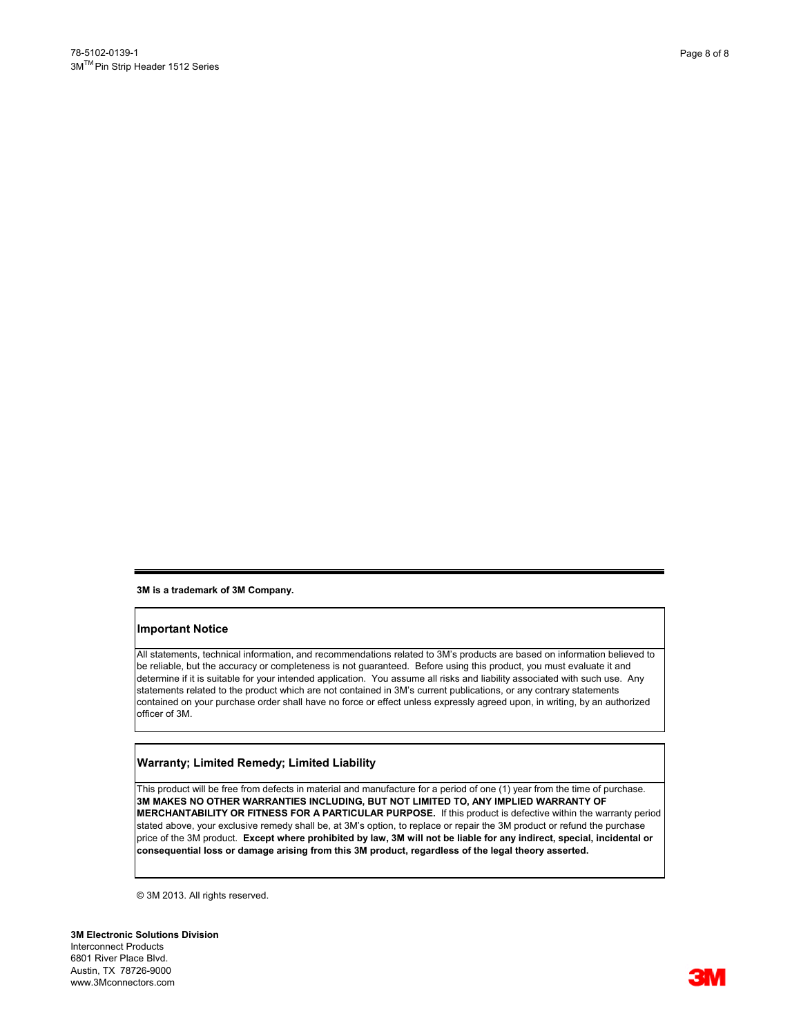**3M is a trademark of 3M Company.**

## Important Notice

All statements, technical information, and recommendations related to 3M's products are based on information believed to be reliable, but the accuracy or completeness is not guaranteed. Before using this product, you must evaluate it and determine if it is suitable for your intended application. You assume all risks and liability associated with such use. Any statements related to the product which are not contained in 3M's current publications, or any contrary statements contained on your purchase order shall have no force or effect unless expressly agreed upon, in writing, by an authorized officer of 3M.

## Warranty; Limited Remedy; Limited Liability

This product will be free from defects in material and manufacture for a period of one (1) year from the time of purchase. **3M MAKES NO OTHER WARRANTIES INCLUDING, BUT NOT LIMITED TO, ANY IMPLIED WARRANTY OF MERCHANTABILITY OR FITNESS FOR A PARTICULAR PURPOSE.** If this product is defective within the warranty period stated above, your exclusive remedy shall be, at 3M's option, to replace or repair the 3M product or refund the purchase price of the 3M product. **Except where prohibited by law, 3M will not be liable for any indirect, special, incidental or consequential loss or damage arising from this 3M product, regardless of the legal theory asserted.**

© 3M 2013. All rights reserved.

**3M Electronic Solutions Division**
Interconnect Products
6801 River Place Blvd.
Austin, TX 78726-9000
www.3Mconnectors.com